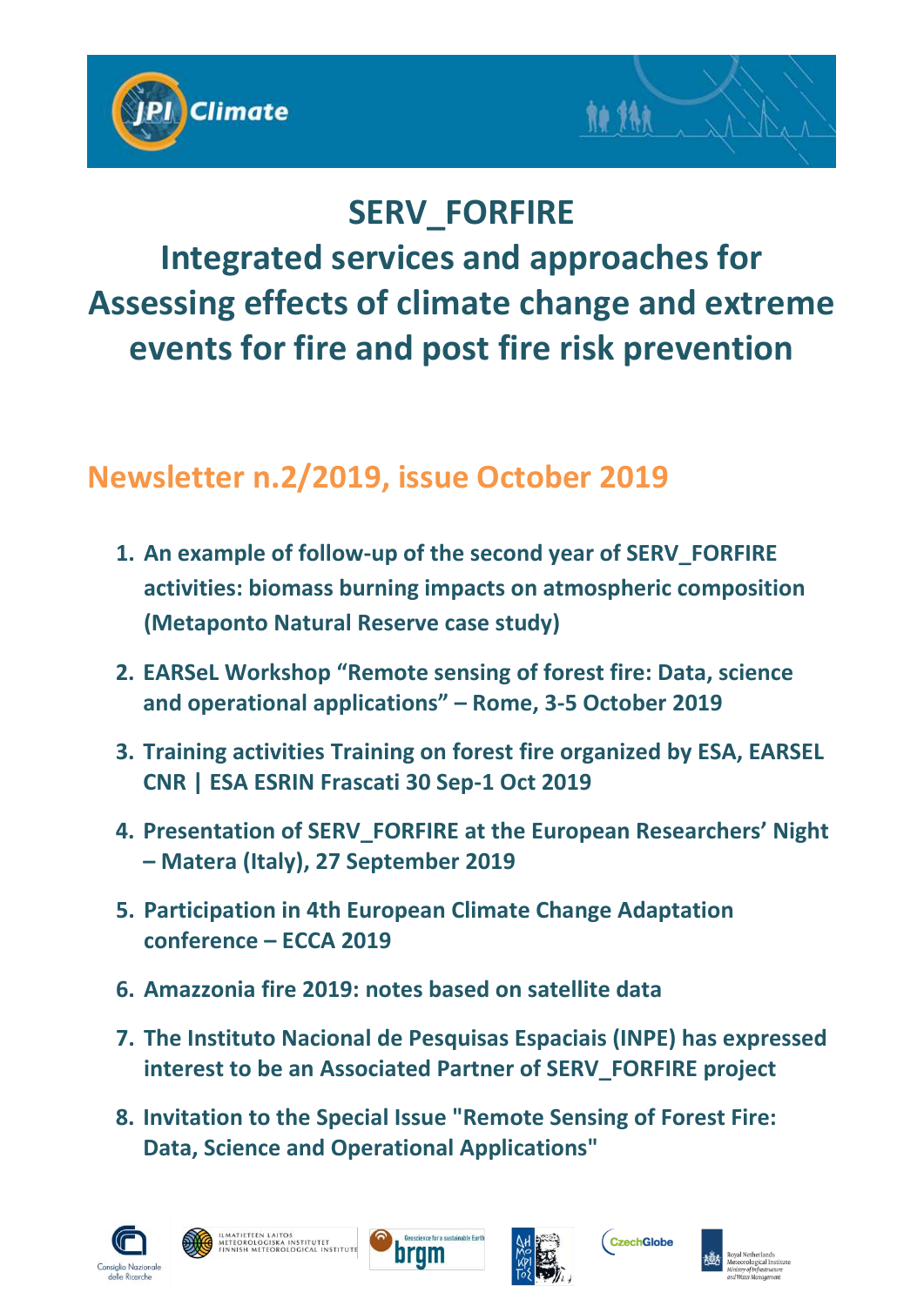# SERV_FORFIRE

# Integrated services and approaches for Assessing effects of climate change and extreme events for fire and post fire risk prevention

## Newsletter n.2/2019, issue October 2019

1. **An example of follow-up of the second year of SERV_FORFIRE activities: biomass burning impacts on atmospheric composition (Metaponto Natural Reserve case study)**
2. **EARSeL Workshop "Remote sensing of forest fire: Data, science and operational applications" – Rome, 3-5 October 2019**
3. **Training activities Training on forest fire organized by ESA, EARSEL CNR | ESA ESRIN Frascati 30 Sep-1 Oct 2019**
4. **Presentation of SERV_FORFIRE at the European Researchers' Night – Matera (Italy), 27 September 2019**
5. **Participation in 4th European Climate Change Adaptation conference – ECCA 2019**
6. **Amazzonia fire 2019: notes based on satellite data**
7. **The Instituto Nacional de Pesquisas Espaciais (INPE) has expressed interest to be an Associated Partner of SERV_FORFIRE project**
8. **Invitation to the Special Issue "Remote Sensing of Forest Fire: Data, Science and Operational Applications"**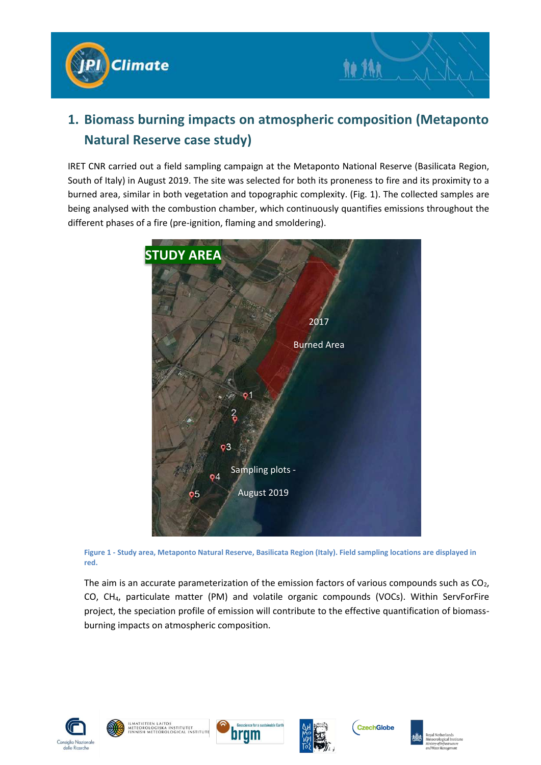## 1. Biomass burning impacts on atmospheric composition (Metaponto Natural Reserve case study)

IRET CNR carried out a field sampling campaign at the Metaponto National Reserve (Basilicata Region, South of Italy) in August 2019. The site was selected for both its proneness to fire and its proximity to a burned area, similar in both vegetation and topographic complexity. (Fig. 1). The collected samples are being analysed with the combustion chamber, which continuously quantifies emissions throughout the different phases of a fire (pre-ignition, flaming and smoldering).

**Figure 1 - Study area, Metaponto Natural Reserve, Basilicata Region (Italy). Field sampling locations are displayed in red.**

The aim is an accurate parameterization of the emission factors of various compounds such as $CO_2$, CO, $CH_4$, particulate matter (PM) and volatile organic compounds (VOCs). Within ServForFire project, the speciation profile of emission will contribute to the effective quantification of biomass-burning impacts on atmospheric composition.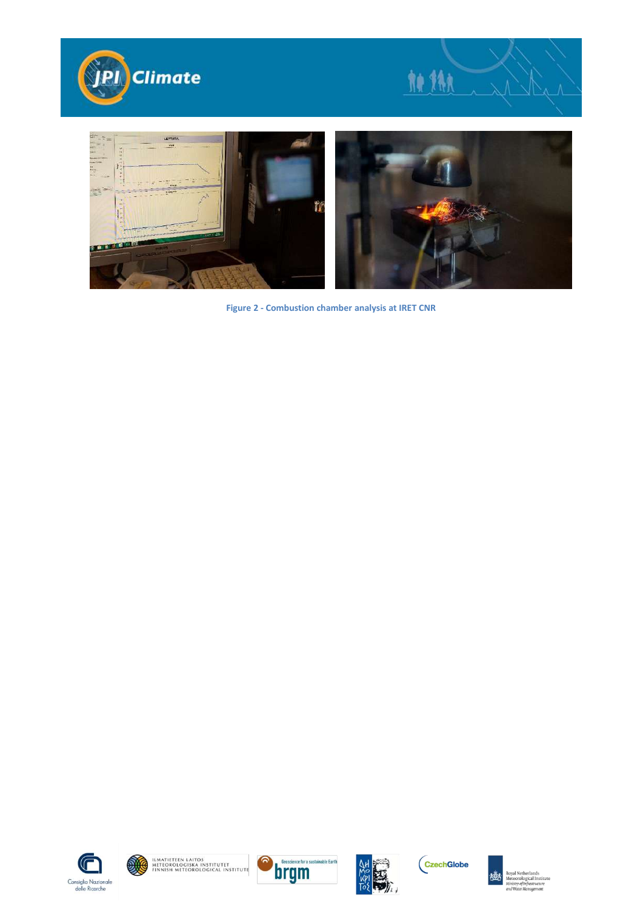Figure 2 - Combustion chamber analysis at IRET CNR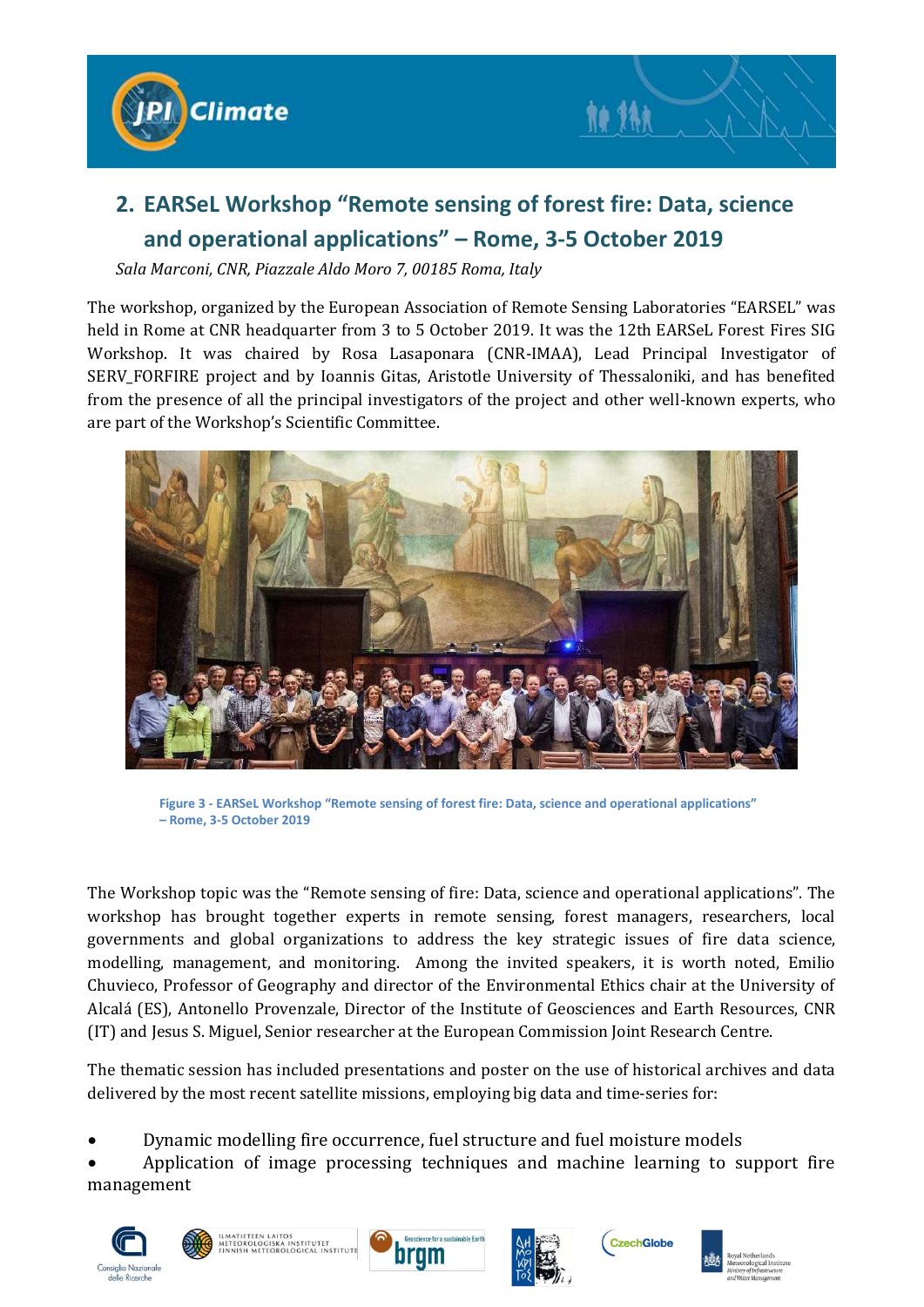## 2. EARSeL Workshop "Remote sensing of forest fire: Data, science and operational applications" – Rome, 3-5 October 2019

*Sala Marconi, CNR, Piazzale Aldo Moro 7, 00185 Roma, Italy*

The workshop, organized by the European Association of Remote Sensing Laboratories "EARSEL" was held in Rome at CNR headquarter from 3 to 5 October 2019. It was the 12th EARSeL Forest Fires SIG Workshop. It was chaired by Rosa Lasaponara (CNR-IMAA), Lead Principal Investigator of SERV_FORFIRE project and by Ioannis Gitas, Aristotle University of Thessaloniki, and has benefited from the presence of all the principal investigators of the project and other well-known experts, who are part of the Workshop's Scientific Committee.

Figure 3 - EARSeL Workshop "Remote sensing of forest fire: Data, science and operational applications" – Rome, 3-5 October 2019

The Workshop topic was the "Remote sensing of fire: Data, science and operational applications". The workshop has brought together experts in remote sensing, forest managers, researchers, local governments and global organizations to address the key strategic issues of fire data science, modelling, management, and monitoring. Among the invited speakers, it is worth noted, Emilio Chuvieco, Professor of Geography and director of the Environmental Ethics chair at the University of Alcalá (ES), Antonello Provenzale, Director of the Institute of Geosciences and Earth Resources, CNR (IT) and Jesus S. Miguel, Senior researcher at the European Commission Joint Research Centre.

The thematic session has included presentations and poster on the use of historical archives and data delivered by the most recent satellite missions, employing big data and time-series for:

- Dynamic modelling fire occurrence, fuel structure and fuel moisture models
- Application of image processing techniques and machine learning to support fire management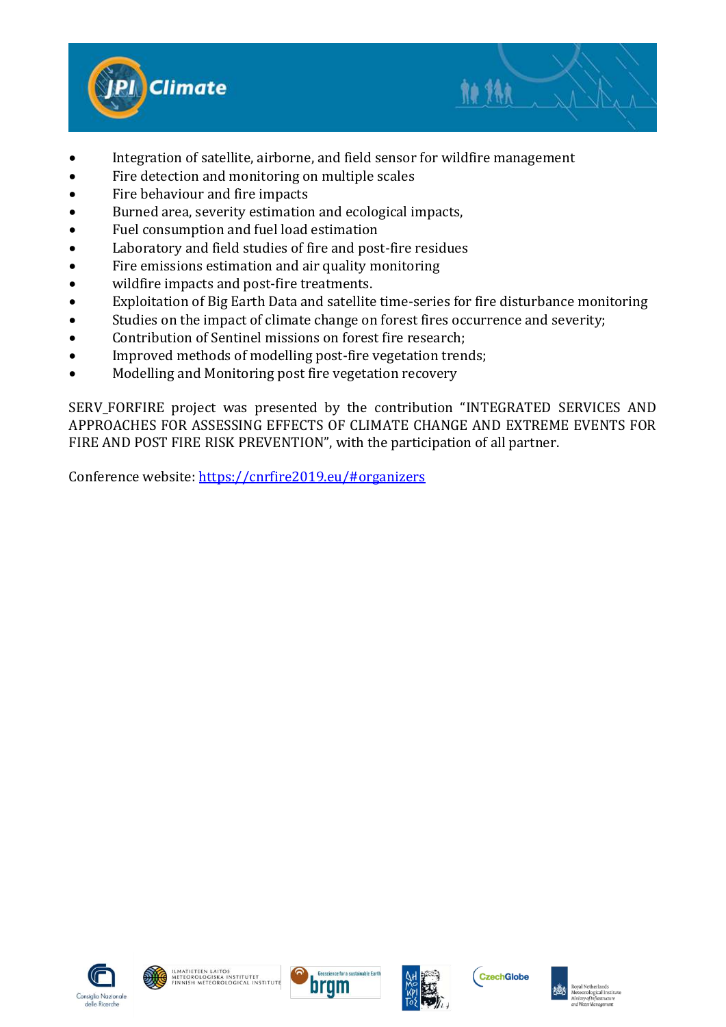- Integration of satellite, airborne, and field sensor for wildfire management
- Fire detection and monitoring on multiple scales
- Fire behaviour and fire impacts
- Burned area, severity estimation and ecological impacts,
- Fuel consumption and fuel load estimation
- Laboratory and field studies of fire and post-fire residues
- Fire emissions estimation and air quality monitoring
- wildfire impacts and post-fire treatments.
- Exploitation of Big Earth Data and satellite time-series for fire disturbance monitoring
- Studies on the impact of climate change on forest fires occurrence and severity;
- Contribution of Sentinel missions on forest fire research;
- Improved methods of modelling post-fire vegetation trends;
- Modelling and Monitoring post fire vegetation recovery

SERV_FORFIRE project was presented by the contribution "INTEGRATED SERVICES AND APPROACHES FOR ASSESSING EFFECTS OF CLIMATE CHANGE AND EXTREME EVENTS FOR FIRE AND POST FIRE RISK PREVENTION", with the participation of all partner.

Conference website: [https://cnrfire2019.eu/#organizers](https://cnrfire2019.eu/#organizers)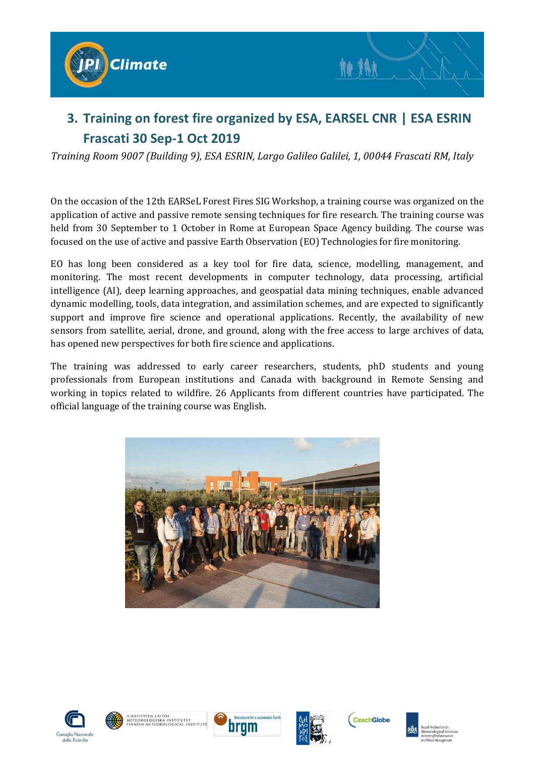## 3. Training on forest fire organized by ESA, EARSEL CNR | ESA ESRIN Frascati 30 Sep-1 Oct 2019

*Training Room 9007 (Building 9), ESA ESRIN, Largo Galileo Galilei, 1, 00044 Frascati RM, Italy*

On the occasion of the 12th EARSeL Forest Fires SIG Workshop, a training course was organized on the application of active and passive remote sensing techniques for fire research. The training course was held from 30 September to 1 October in Rome at European Space Agency building. The course was focused on the use of active and passive Earth Observation (EO) Technologies for fire monitoring.

EO has long been considered as a key tool for fire data, science, modelling, management, and monitoring. The most recent developments in computer technology, data processing, artificial intelligence (AI), deep learning approaches, and geospatial data mining techniques, enable advanced dynamic modelling, tools, data integration, and assimilation schemes, and are expected to significantly support and improve fire science and operational applications. Recently, the availability of new sensors from satellite, aerial, drone, and ground, along with the free access to large archives of data, has opened new perspectives for both fire science and applications.

The training was addressed to early career researchers, students, phD students and young professionals from European institutions and Canada with background in Remote Sensing and working in topics related to wildfire. 26 Applicants from different countries have participated. The official language of the training course was English.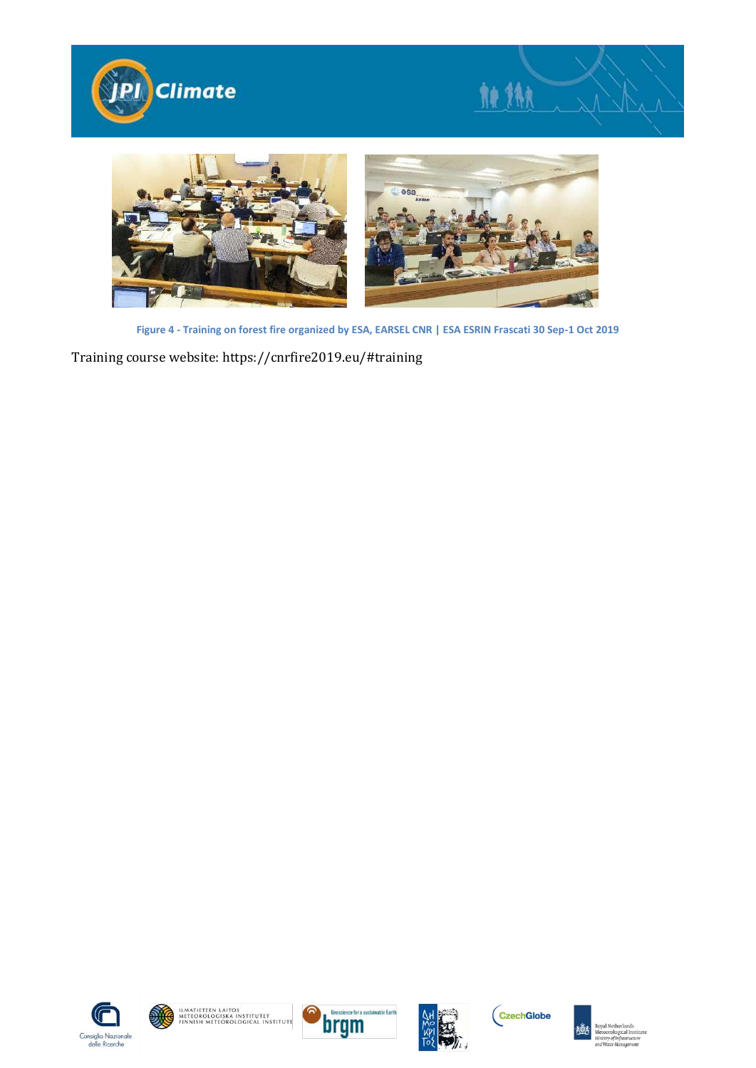Figure 4 - Training on forest fire organized by ESA, EARSEL CNR | ESA ESRIN Frascati 30 Sep-1 Oct 2019

Training course website: https://cnrfire2019.eu/#training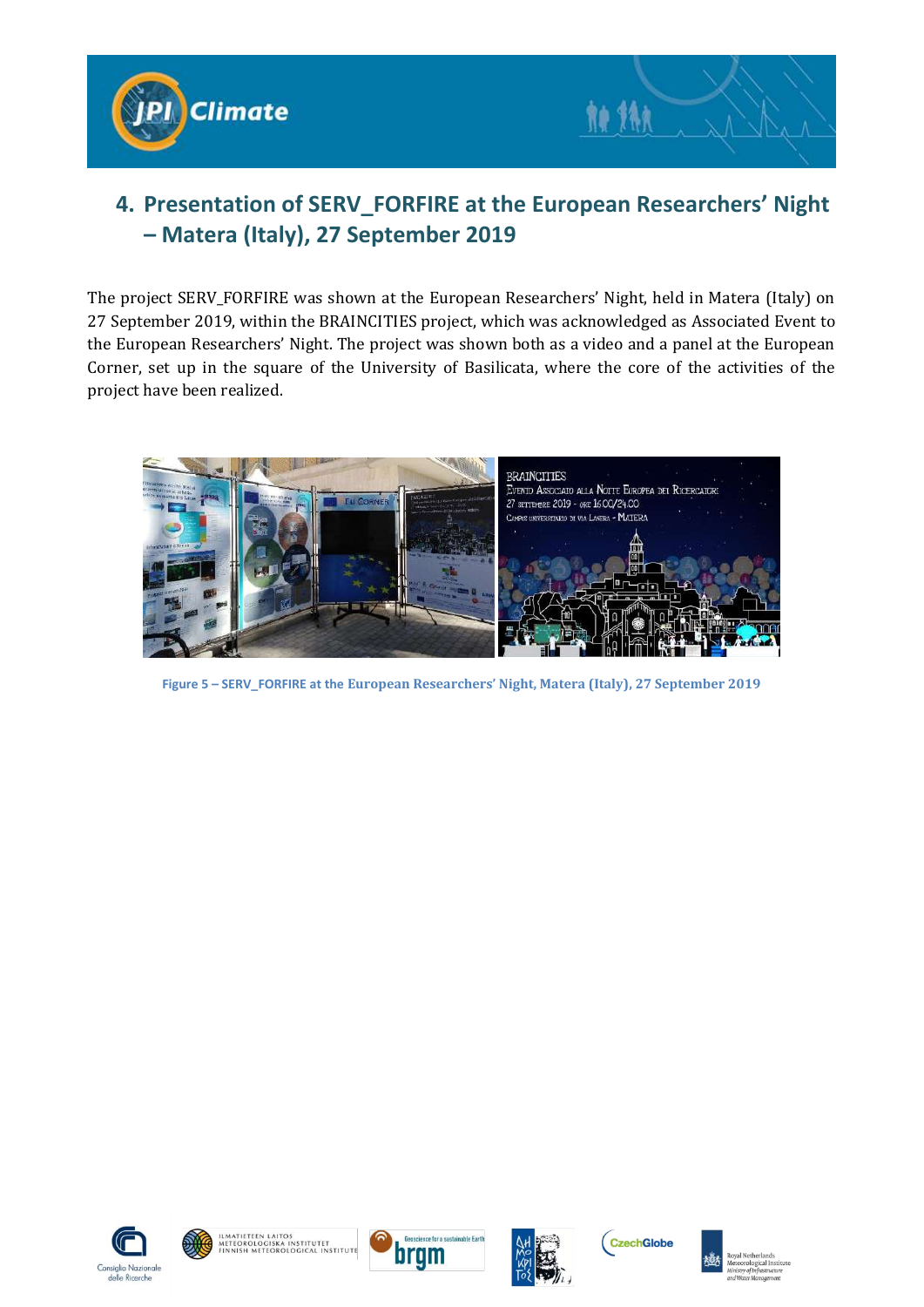## 4. Presentation of SERV_FORFIRE at the European Researchers' Night – Matera (Italy), 27 September 2019

The project SERV_FORFIRE was shown at the European Researchers' Night, held in Matera (Italy) on 27 September 2019, within the BRAINCITIES project, which was acknowledged as Associated Event to the European Researchers' Night. The project was shown both as a video and a panel at the European Corner, set up in the square of the University of Basilicata, where the core of the activities of the project have been realized.

Figure 5 – SERV_FORFIRE at the European Researchers' Night, Matera (Italy), 27 September 2019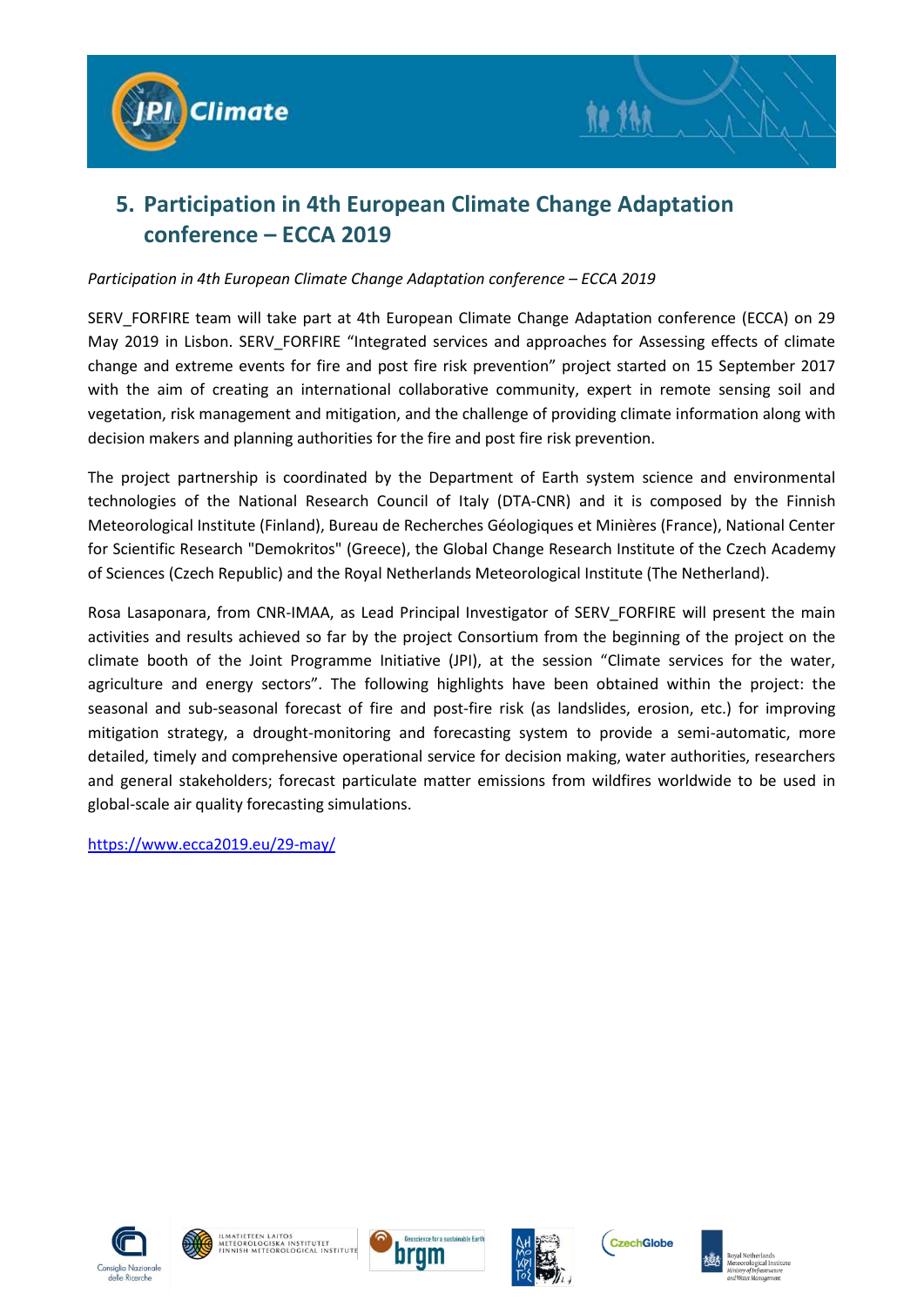## 5. Participation in 4th European Climate Change Adaptation conference – ECCA 2019

*Participation in 4th European Climate Change Adaptation conference – ECCA 2019*

SERV_FORFIRE team will take part at 4th European Climate Change Adaptation conference (ECCA) on 29 May 2019 in Lisbon. SERV_FORFIRE "Integrated services and approaches for Assessing effects of climate change and extreme events for fire and post fire risk prevention" project started on 15 September 2017 with the aim of creating an international collaborative community, expert in remote sensing soil and vegetation, risk management and mitigation, and the challenge of providing climate information along with decision makers and planning authorities for the fire and post fire risk prevention.

The project partnership is coordinated by the Department of Earth system science and environmental technologies of the National Research Council of Italy (DTA-CNR) and it is composed by the Finnish Meteorological Institute (Finland), Bureau de Recherches Géologiques et Minières (France), National Center for Scientific Research "Demokritos" (Greece), the Global Change Research Institute of the Czech Academy of Sciences (Czech Republic) and the Royal Netherlands Meteorological Institute (The Netherland).

Rosa Lasaponara, from CNR-IMAA, as Lead Principal Investigator of SERV_FORFIRE will present the main activities and results achieved so far by the project Consortium from the beginning of the project on the climate booth of the Joint Programme Initiative (JPI), at the session "Climate services for the water, agriculture and energy sectors". The following highlights have been obtained within the project: the seasonal and sub-seasonal forecast of fire and post-fire risk (as landslides, erosion, etc.) for improving mitigation strategy, a drought-monitoring and forecasting system to provide a semi-automatic, more detailed, timely and comprehensive operational service for decision making, water authorities, researchers and general stakeholders; forecast particulate matter emissions from wildfires worldwide to be used in global-scale air quality forecasting simulations.

https://www.ecca2019.eu/29-may/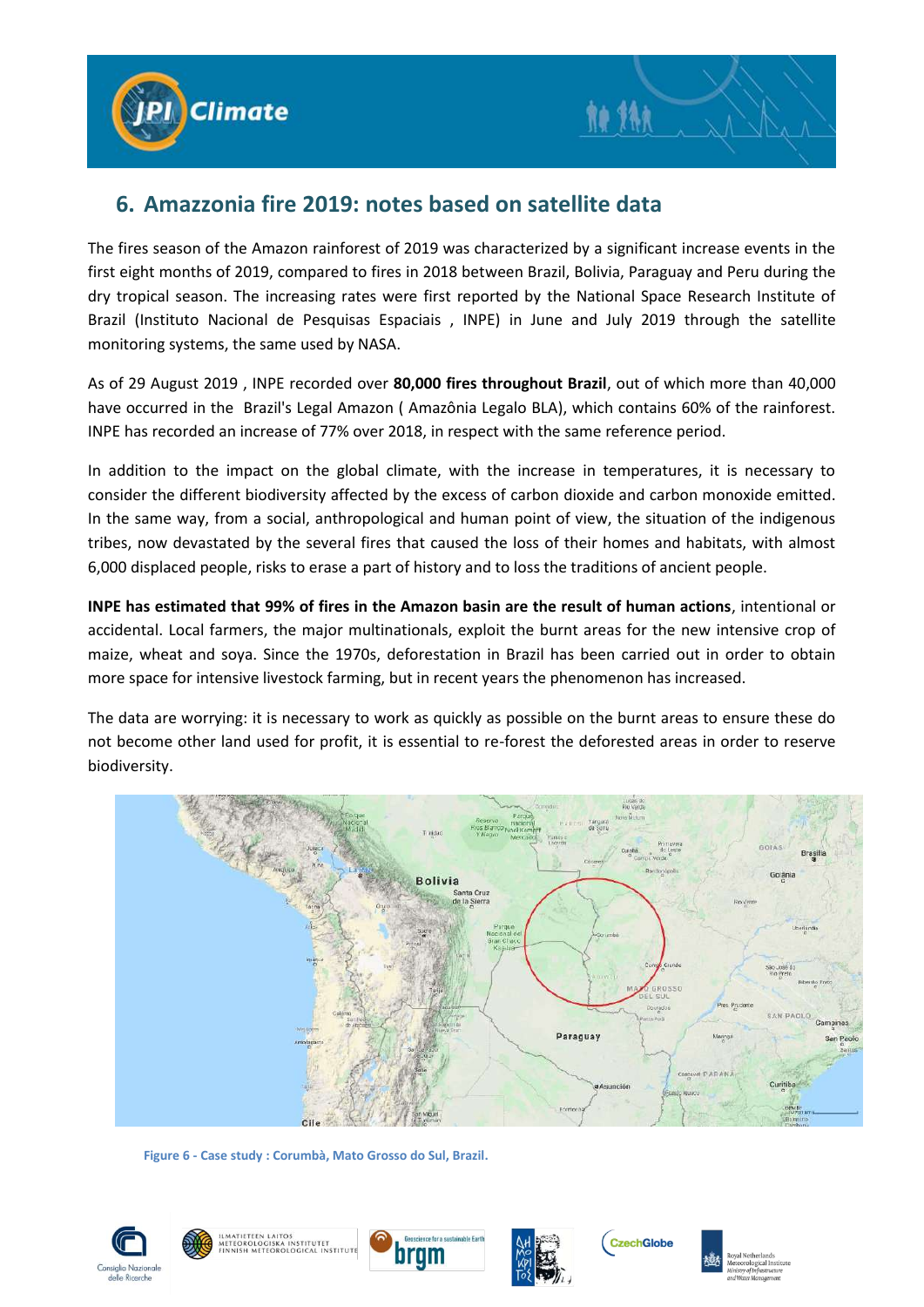## 6. Amazzonia fire 2019: notes based on satellite data

The fires season of the Amazon rainforest of 2019 was characterized by a significant increase events in the first eight months of 2019, compared to fires in 2018 between Brazil, Bolivia, Paraguay and Peru during the dry tropical season. The increasing rates were first reported by the National Space Research Institute of Brazil (Instituto Nacional de Pesquisas Espaciais , INPE) in June and July 2019 through the satellite monitoring systems, the same used by NASA.

As of 29 August 2019 , INPE recorded over **80,000 fires throughout Brazil**, out of which more than 40,000 have occurred in the Brazil's Legal Amazon ( Amazônia Legalo BLA), which contains 60% of the rainforest. INPE has recorded an increase of 77% over 2018, in respect with the same reference period.

In addition to the impact on the global climate, with the increase in temperatures, it is necessary to consider the different biodiversity affected by the excess of carbon dioxide and carbon monoxide emitted. In the same way, from a social, anthropological and human point of view, the situation of the indigenous tribes, now devastated by the several fires that caused the loss of their homes and habitats, with almost 6,000 displaced people, risks to erase a part of history and to loss the traditions of ancient people.

**INPE has estimated that 99% of fires in the Amazon basin are the result of human actions**, intentional or accidental. Local farmers, the major multinationals, exploit the burnt areas for the new intensive crop of maize, wheat and soya. Since the 1970s, deforestation in Brazil has been carried out in order to obtain more space for intensive livestock farming, but in recent years the phenomenon has increased.

The data are worrying: it is necessary to work as quickly as possible on the burnt areas to ensure these do not become other land used for profit, it is essential to re-forest the deforested areas in order to reserve biodiversity.

Figure 6 - Case study : Corumbà, Mato Grosso do Sul, Brazil.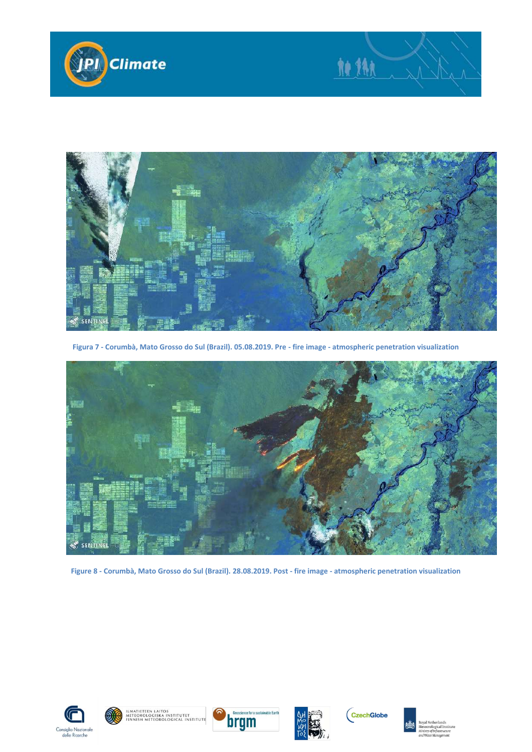Figura 7 - Corumbà, Mato Grosso do Sul (Brazil). 05.08.2019. Pre - fire image - atmospheric penetration visualization

Figure 8 - Corumbà, Mato Grosso do Sul (Brazil). 28.08.2019. Post - fire image - atmospheric penetration visualization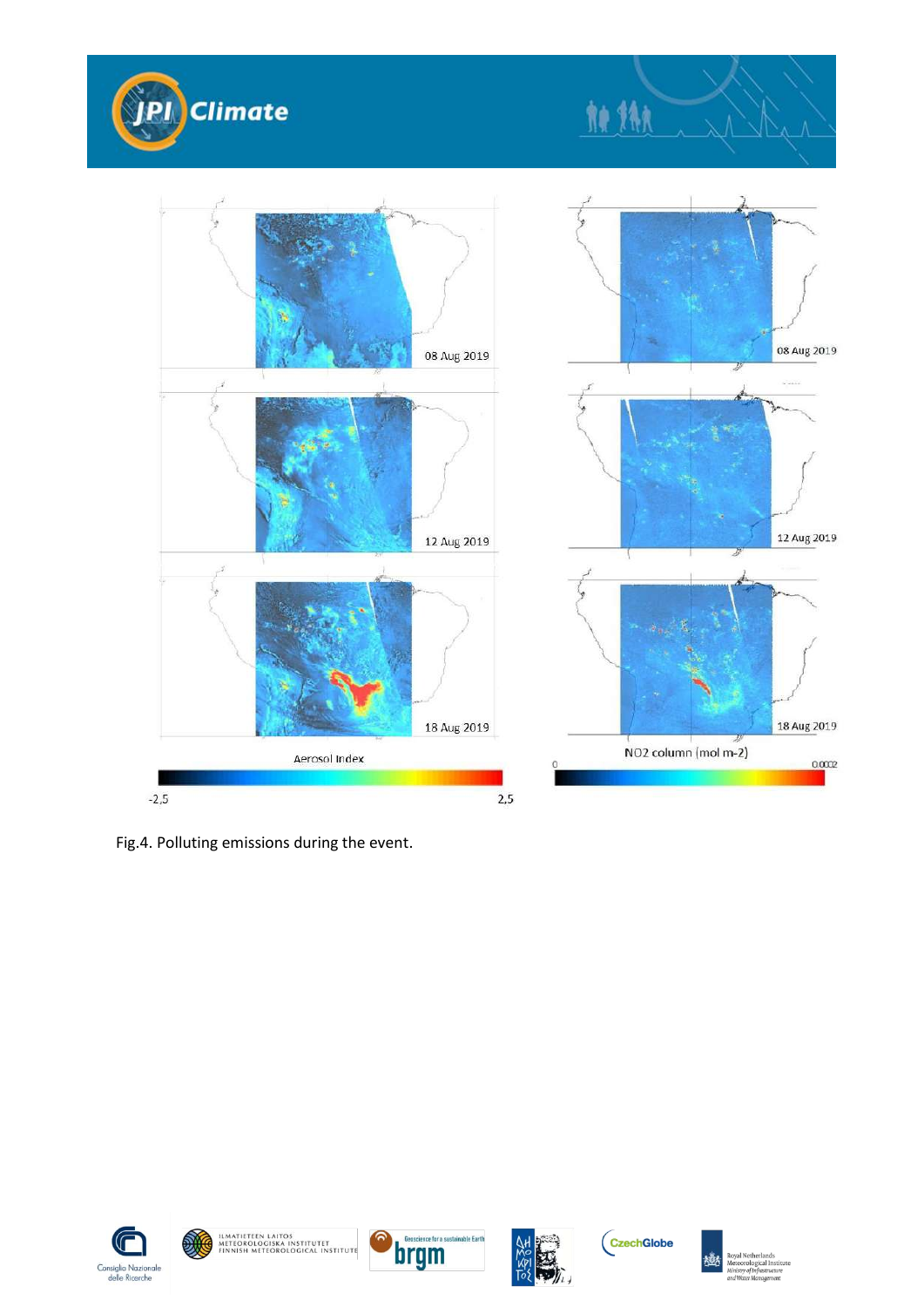Fig.4. Polluting emissions during the event.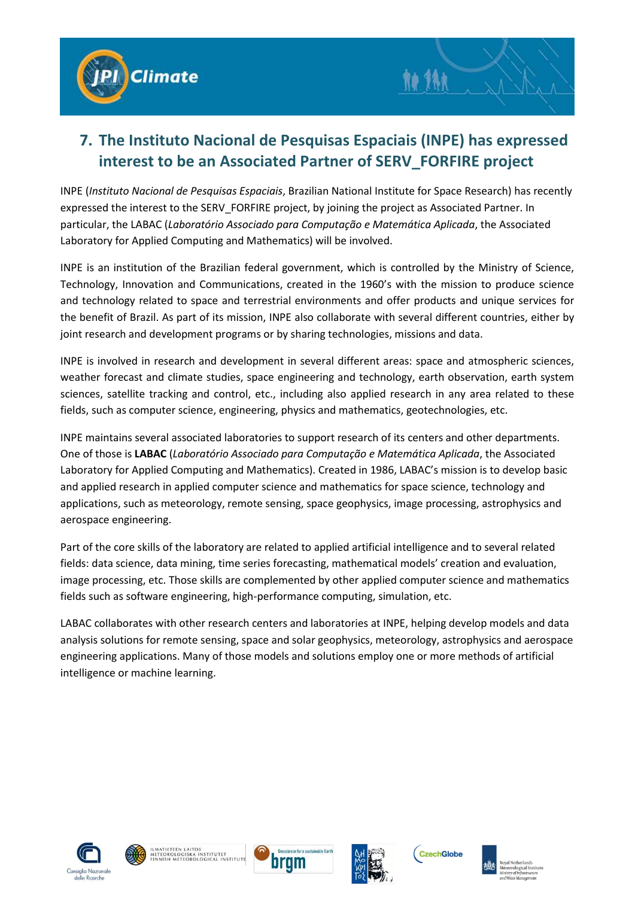## 7. The Instituto Nacional de Pesquisas Espaciais (INPE) has expressed interest to be an Associated Partner of SERV_FORFIRE project

INPE (*Instituto Nacional de Pesquisas Espaciais*, Brazilian National Institute for Space Research) has recently expressed the interest to the SERV_FORFIRE project, by joining the project as Associated Partner. In particular, the LABAC (*Laboratório Associado para Computação e Matemática Aplicada*, the Associated Laboratory for Applied Computing and Mathematics) will be involved.

INPE is an institution of the Brazilian federal government, which is controlled by the Ministry of Science, Technology, Innovation and Communications, created in the 1960's with the mission to produce science and technology related to space and terrestrial environments and offer products and unique services for the benefit of Brazil. As part of its mission, INPE also collaborate with several different countries, either by joint research and development programs or by sharing technologies, missions and data.

INPE is involved in research and development in several different areas: space and atmospheric sciences, weather forecast and climate studies, space engineering and technology, earth observation, earth system sciences, satellite tracking and control, etc., including also applied research in any area related to these fields, such as computer science, engineering, physics and mathematics, geotechnologies, etc.

INPE maintains several associated laboratories to support research of its centers and other departments. One of those is **LABAC** (*Laboratório Associado para Computação e Matemática Aplicada*, the Associated Laboratory for Applied Computing and Mathematics). Created in 1986, LABAC's mission is to develop basic and applied research in applied computer science and mathematics for space science, technology and applications, such as meteorology, remote sensing, space geophysics, image processing, astrophysics and aerospace engineering.

Part of the core skills of the laboratory are related to applied artificial intelligence and to several related fields: data science, data mining, time series forecasting, mathematical models' creation and evaluation, image processing, etc. Those skills are complemented by other applied computer science and mathematics fields such as software engineering, high-performance computing, simulation, etc.

LABAC collaborates with other research centers and laboratories at INPE, helping develop models and data analysis solutions for remote sensing, space and solar geophysics, meteorology, astrophysics and aerospace engineering applications. Many of those models and solutions employ one or more methods of artificial intelligence or machine learning.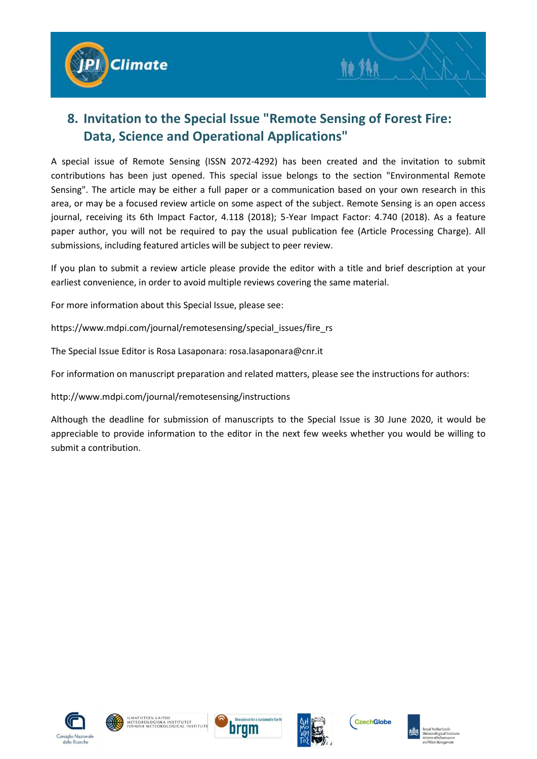## 8. Invitation to the Special Issue "Remote Sensing of Forest Fire: Data, Science and Operational Applications"

A special issue of Remote Sensing (ISSN 2072-4292) has been created and the invitation to submit contributions has been just opened. This special issue belongs to the section "Environmental Remote Sensing". The article may be either a full paper or a communication based on your own research in this area, or may be a focused review article on some aspect of the subject. Remote Sensing is an open access journal, receiving its 6th Impact Factor, 4.118 (2018); 5-Year Impact Factor: 4.740 (2018). As a feature paper author, you will not be required to pay the usual publication fee (Article Processing Charge). All submissions, including featured articles will be subject to peer review.

If you plan to submit a review article please provide the editor with a title and brief description at your earliest convenience, in order to avoid multiple reviews covering the same material.

For more information about this Special Issue, please see:

https://www.mdpi.com/journal/remotesensing/special_issues/fire_rs

The Special Issue Editor is Rosa Lasaponara: rosa.lasaponara@cnr.it

For information on manuscript preparation and related matters, please see the instructions for authors:

http://www.mdpi.com/journal/remotesensing/instructions

Although the deadline for submission of manuscripts to the Special Issue is 30 June 2020, it would be appreciable to provide information to the editor in the next few weeks whether you would be willing to submit a contribution.